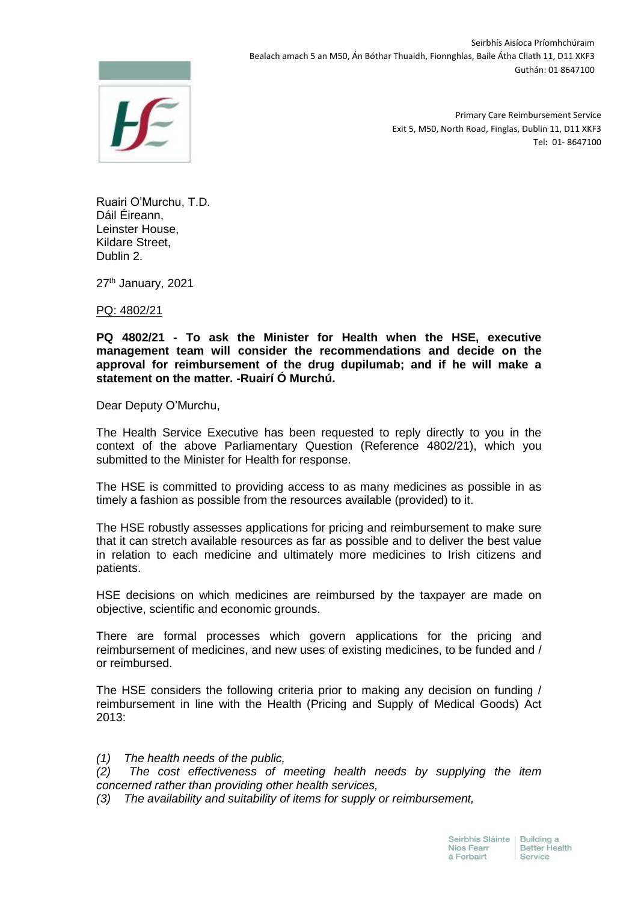Seirbhís Aisíoca Príomhchúraim
Bealach amach 5 an M50, Án Bóthar Thuaidh, Fionnghlas, Baile Átha Cliath 11, D11 XKF3
Guthán: 01 8647100

Primary Care Reimbursement Service
Exit 5, M50, North Road, Finglas, Dublin 11, D11 XKF3
Tel: 01- 8647100

Ruairi O'Murchu, T.D.
Dáil Éireann,
Leinster House,
Kildare Street,
Dublin 2.

27th January, 2021

PQ: 4802/21

**PQ 4802/21 - To ask the Minister for Health when the HSE, executive management team will consider the recommendations and decide on the approval for reimbursement of the drug dupilumab; and if he will make a statement on the matter. -Ruairí Ó Murchú.**

Dear Deputy O'Murchu,

The Health Service Executive has been requested to reply directly to you in the context of the above Parliamentary Question (Reference 4802/21), which you submitted to the Minister for Health for response.

The HSE is committed to providing access to as many medicines as possible in as timely a fashion as possible from the resources available (provided) to it.

The HSE robustly assesses applications for pricing and reimbursement to make sure that it can stretch available resources as far as possible and to deliver the best value in relation to each medicine and ultimately more medicines to Irish citizens and patients.

HSE decisions on which medicines are reimbursed by the taxpayer are made on objective, scientific and economic grounds.

There are formal processes which govern applications for the pricing and reimbursement of medicines, and new uses of existing medicines, to be funded and / or reimbursed.

The HSE considers the following criteria prior to making any decision on funding / reimbursement in line with the Health (Pricing and Supply of Medical Goods) Act 2013:

*(1) The health needs of the public,*
*(2) The cost effectiveness of meeting health needs by supplying the item concerned rather than providing other health services,*
*(3) The availability and suitability of items for supply or reimbursement,*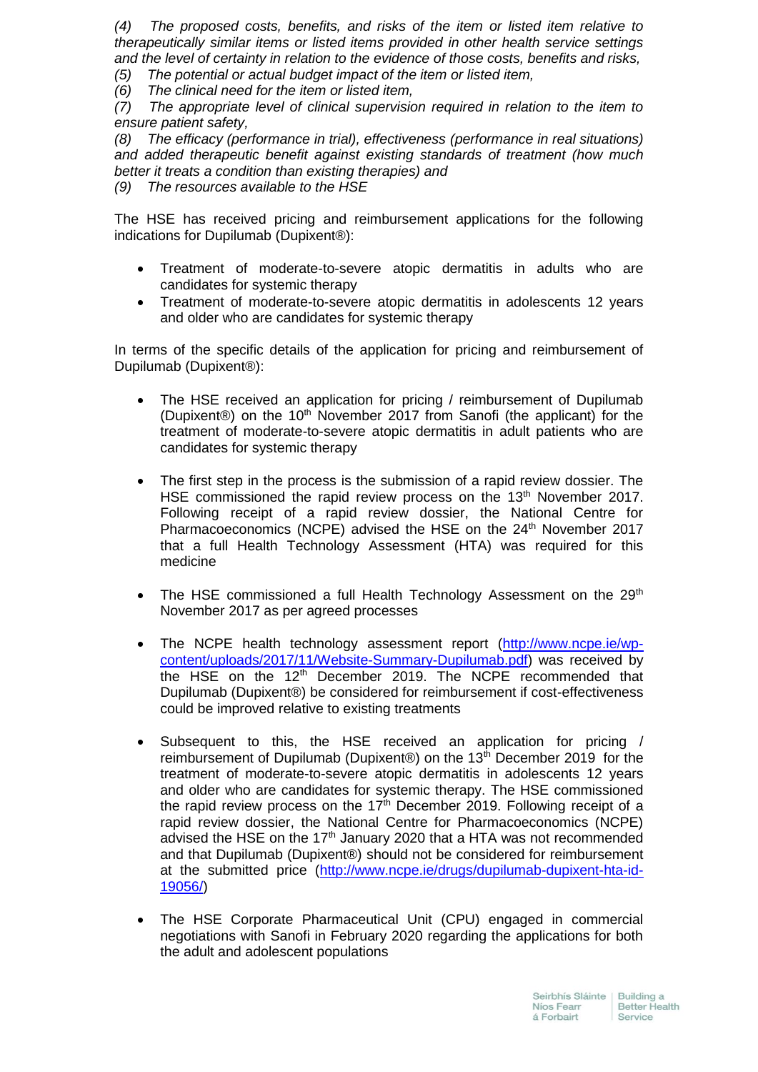*(4) The proposed costs, benefits, and risks of the item or listed item relative to therapeutically similar items or listed items provided in other health service settings and the level of certainty in relation to the evidence of those costs, benefits and risks,*

*(5) The potential or actual budget impact of the item or listed item,*

*(6) The clinical need for the item or listed item,*

*(7) The appropriate level of clinical supervision required in relation to the item to ensure patient safety,*

*(8) The efficacy (performance in trial), effectiveness (performance in real situations) and added therapeutic benefit against existing standards of treatment (how much better it treats a condition than existing therapies) and*

*(9) The resources available to the HSE*

The HSE has received pricing and reimbursement applications for the following indications for Dupilumab (Dupixent®):

- Treatment of moderate-to-severe atopic dermatitis in adults who are candidates for systemic therapy
- Treatment of moderate-to-severe atopic dermatitis in adolescents 12 years and older who are candidates for systemic therapy

In terms of the specific details of the application for pricing and reimbursement of Dupilumab (Dupixent®):

- The HSE received an application for pricing / reimbursement of Dupilumab (Dupixent®) on the 10th November 2017 from Sanofi (the applicant) for the treatment of moderate-to-severe atopic dermatitis in adult patients who are candidates for systemic therapy

- The first step in the process is the submission of a rapid review dossier. The HSE commissioned the rapid review process on the 13th November 2017. Following receipt of a rapid review dossier, the National Centre for Pharmacoeconomics (NCPE) advised the HSE on the 24th November 2017 that a full Health Technology Assessment (HTA) was required for this medicine

- The HSE commissioned a full Health Technology Assessment on the 29th November 2017 as per agreed processes

- The NCPE health technology assessment report (http://www.ncpe.ie/wp-content/uploads/2017/11/Website-Summary-Dupilumab.pdf) was received by the HSE on the 12th December 2019. The NCPE recommended that Dupilumab (Dupixent®) be considered for reimbursement if cost-effectiveness could be improved relative to existing treatments

- Subsequent to this, the HSE received an application for pricing / reimbursement of Dupilumab (Dupixent®) on the 13th December 2019 for the treatment of moderate-to-severe atopic dermatitis in adolescents 12 years and older who are candidates for systemic therapy. The HSE commissioned the rapid review process on the 17th December 2019. Following receipt of a rapid review dossier, the National Centre for Pharmacoeconomics (NCPE) advised the HSE on the 17th January 2020 that a HTA was not recommended and that Dupilumab (Dupixent®) should not be considered for reimbursement at the submitted price (http://www.ncpe.ie/drugs/dupilumab-dupixent-hta-id-19056/)

- The HSE Corporate Pharmaceutical Unit (CPU) engaged in commercial negotiations with Sanofi in February 2020 regarding the applications for both the adult and adolescent populations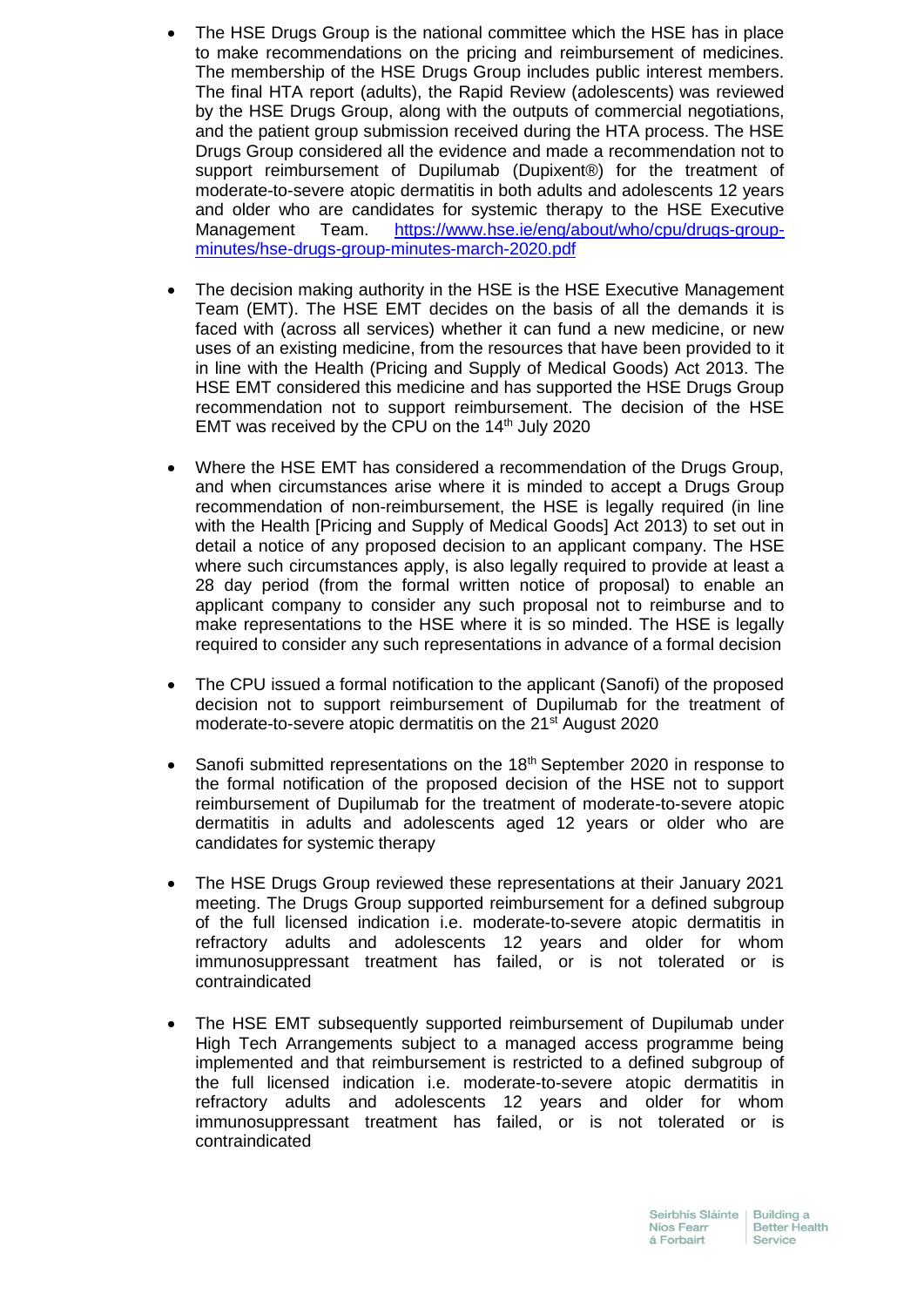- The HSE Drugs Group is the national committee which the HSE has in place to make recommendations on the pricing and reimbursement of medicines. The membership of the HSE Drugs Group includes public interest members. The final HTA report (adults), the Rapid Review (adolescents) was reviewed by the HSE Drugs Group, along with the outputs of commercial negotiations, and the patient group submission received during the HTA process. The HSE Drugs Group considered all the evidence and made a recommendation not to support reimbursement of Dupilumab (Dupixent®) for the treatment of moderate-to-severe atopic dermatitis in both adults and adolescents 12 years and older who are candidates for systemic therapy to the HSE Executive Management Team. [https://www.hse.ie/eng/about/who/cpu/drugs-group-minutes/hse-drugs-group-minutes-march-2020.pdf](https://www.hse.ie/eng/about/who/cpu/drugs-group-minutes/hse-drugs-group-minutes-march-2020.pdf)

- The decision making authority in the HSE is the HSE Executive Management Team (EMT). The HSE EMT decides on the basis of all the demands it is faced with (across all services) whether it can fund a new medicine, or new uses of an existing medicine, from the resources that have been provided to it in line with the Health (Pricing and Supply of Medical Goods) Act 2013. The HSE EMT considered this medicine and has supported the HSE Drugs Group recommendation not to support reimbursement. The decision of the HSE EMT was received by the CPU on the 14th July 2020

- Where the HSE EMT has considered a recommendation of the Drugs Group, and when circumstances arise where it is minded to accept a Drugs Group recommendation of non-reimbursement, the HSE is legally required (in line with the Health [Pricing and Supply of Medical Goods] Act 2013) to set out in detail a notice of any proposed decision to an applicant company. The HSE where such circumstances apply, is also legally required to provide at least a 28 day period (from the formal written notice of proposal) to enable an applicant company to consider any such proposal not to reimburse and to make representations to the HSE where it is so minded. The HSE is legally required to consider any such representations in advance of a formal decision

- The CPU issued a formal notification to the applicant (Sanofi) of the proposed decision not to support reimbursement of Dupilumab for the treatment of moderate-to-severe atopic dermatitis on the 21st August 2020

- Sanofi submitted representations on the 18th September 2020 in response to the formal notification of the proposed decision of the HSE not to support reimbursement of Dupilumab for the treatment of moderate-to-severe atopic dermatitis in adults and adolescents aged 12 years or older who are candidates for systemic therapy

- The HSE Drugs Group reviewed these representations at their January 2021 meeting. The Drugs Group supported reimbursement for a defined subgroup of the full licensed indication i.e. moderate-to-severe atopic dermatitis in refractory adults and adolescents 12 years and older for whom immunosuppressant treatment has failed, or is not tolerated or is contraindicated

- The HSE EMT subsequently supported reimbursement of Dupilumab under High Tech Arrangements subject to a managed access programme being implemented and that reimbursement is restricted to a defined subgroup of the full licensed indication i.e. moderate-to-severe atopic dermatitis in refractory adults and adolescents 12 years and older for whom immunosuppressant treatment has failed, or is not tolerated or is contraindicated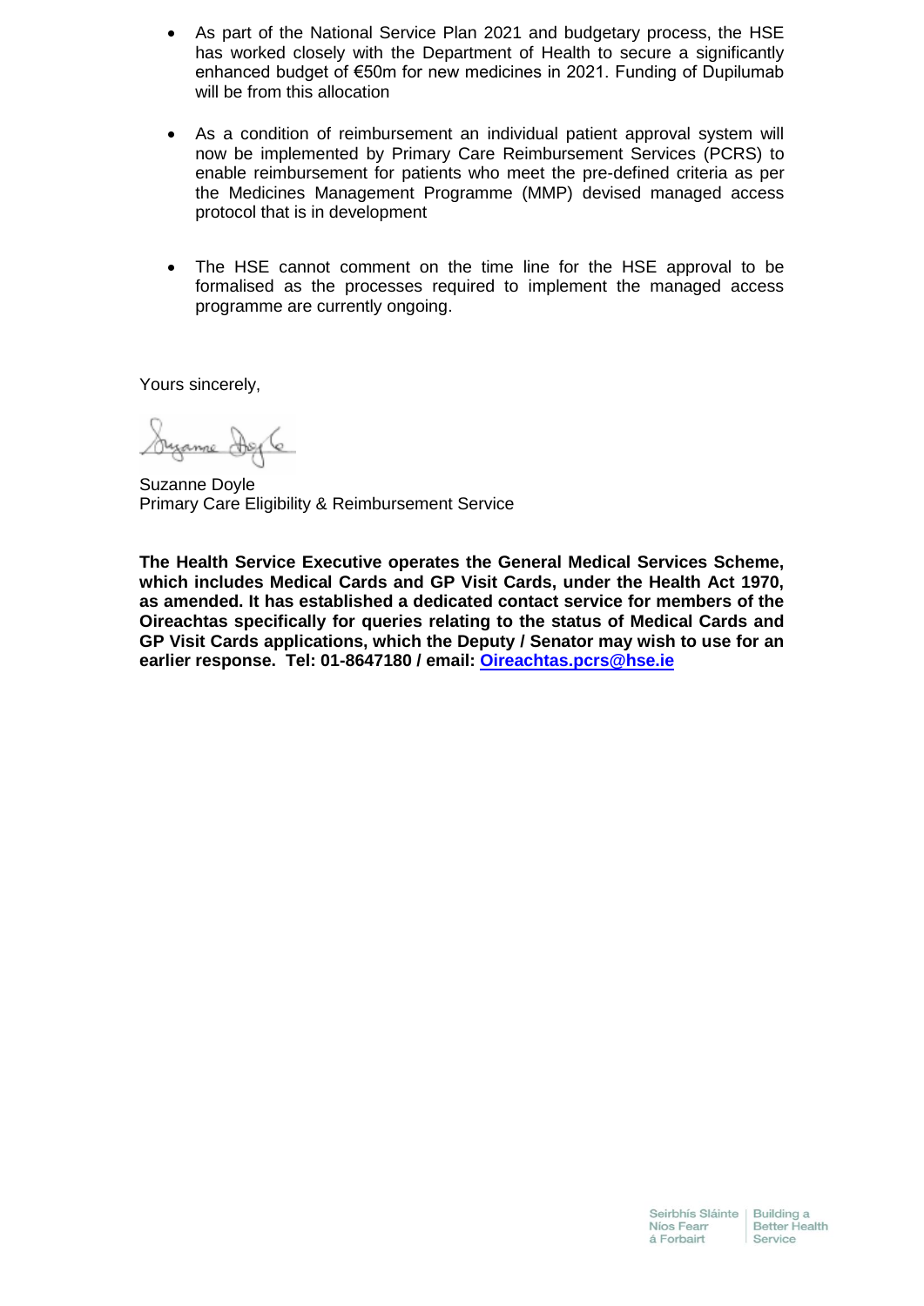- As part of the National Service Plan 2021 and budgetary process, the HSE has worked closely with the Department of Health to secure a significantly enhanced budget of €50m for new medicines in 2021. Funding of Dupilumab will be from this allocation

- As a condition of reimbursement an individual patient approval system will now be implemented by Primary Care Reimbursement Services (PCRS) to enable reimbursement for patients who meet the pre-defined criteria as per the Medicines Management Programme (MMP) devised managed access protocol that is in development

- The HSE cannot comment on the time line for the HSE approval to be formalised as the processes required to implement the managed access programme are currently ongoing.

Yours sincerely,

Suzanne Doyle
Primary Care Eligibility & Reimbursement Service

**The Health Service Executive operates the General Medical Services Scheme, which includes Medical Cards and GP Visit Cards, under the Health Act 1970, as amended. It has established a dedicated contact service for members of the Oireachtas specifically for queries relating to the status of Medical Cards and GP Visit Cards applications, which the Deputy / Senator may wish to use for an earlier response. Tel: 01-8647180 / email: Oireachtas.pcrs@hse.ie**

Seirbhís Sláinte Níos Fearr á Forbairt | Building a Better Health Service